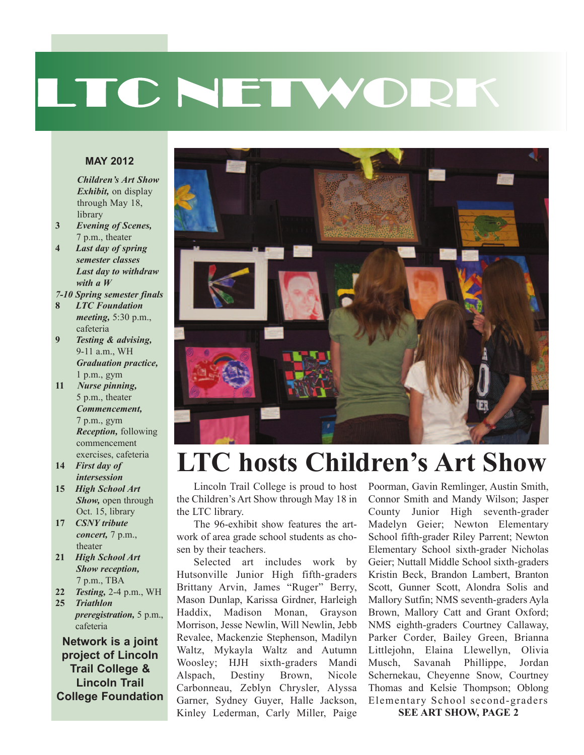# LTC NETWORK

## MAY 2012

*Children's Art Show Exhibit,* on display through May 18, library

**3** *Evening of Scenes,* 7 p.m., theater

**4** *Last day of spring semester classes*
*Last day to withdraw with a W*

**7-10** *Spring semester finals*

**8** *LTC Foundation meeting,* 5:30 p.m., cafeteria

**9** *Testing & advising,* 9-11 a.m., WH
*Graduation practice,* 1 p.m., gym

**11** *Nurse pinning,* 5 p.m., theater
*Commencement,* 7 p.m., gym
*Reception,* following commencement exercises, cafeteria

**14** *First day of intersession*

**15** *High School Art Show,* open through Oct. 15, library

**17** *CSNY tribute concert,* 7 p.m., theater

**21** *High School Art Show reception,* 7 p.m., TBA

**22** *Testing,* 2-4 p.m., WH

**25** *Triathlon preregistration,* 5 p.m., cafeteria

**Network is a joint project of Lincoln Trail College & Lincoln Trail College Foundation**

# LTC hosts Children's Art Show

Lincoln Trail College is proud to host the Children's Art Show through May 18 in the LTC library.

The 96-exhibit show features the artwork of area grade school students as chosen by their teachers.

Selected art includes work by Hutsonville Junior High fifth-graders Brittany Arvin, James "Ruger" Berry, Mason Dunlap, Karissa Girdner, Harleigh Haddix, Madison Monan, Grayson Morrison, Jesse Newlin, Will Newlin, Jebb Revalee, Mackenzie Stephenson, Madilyn Waltz, Mykayla Waltz and Autumn Woosley; HJH sixth-graders Mandi Alspach, Destiny Brown, Nicole Carbonneau, Zeblyn Chrysler, Alyssa Garner, Sydney Guyer, Halle Jackson, Kinley Lederman, Carly Miller, Paige Poorman, Gavin Remlinger, Austin Smith, Connor Smith and Mandy Wilson; Jasper County Junior High seventh-grader Madelyn Geier; Newton Elementary School fifth-grader Riley Parrent; Newton Elementary School sixth-grader Nicholas Geier; Nuttall Middle School sixth-graders Kristin Beck, Brandon Lambert, Branton Scott, Gunner Scott, Alondra Solis and Mallory Sutfin; NMS seventh-graders Ayla Brown, Mallory Catt and Grant Oxford; NMS eighth-graders Courtney Callaway, Parker Corder, Bailey Green, Brianna Littlejohn, Elaina Llewellyn, Olivia Musch, Savanah Phillippe, Jordan Schernekau, Cheyenne Snow, Courtney Thomas and Kelsie Thompson; Oblong Elementary School second-graders

**SEE ART SHOW, PAGE 2**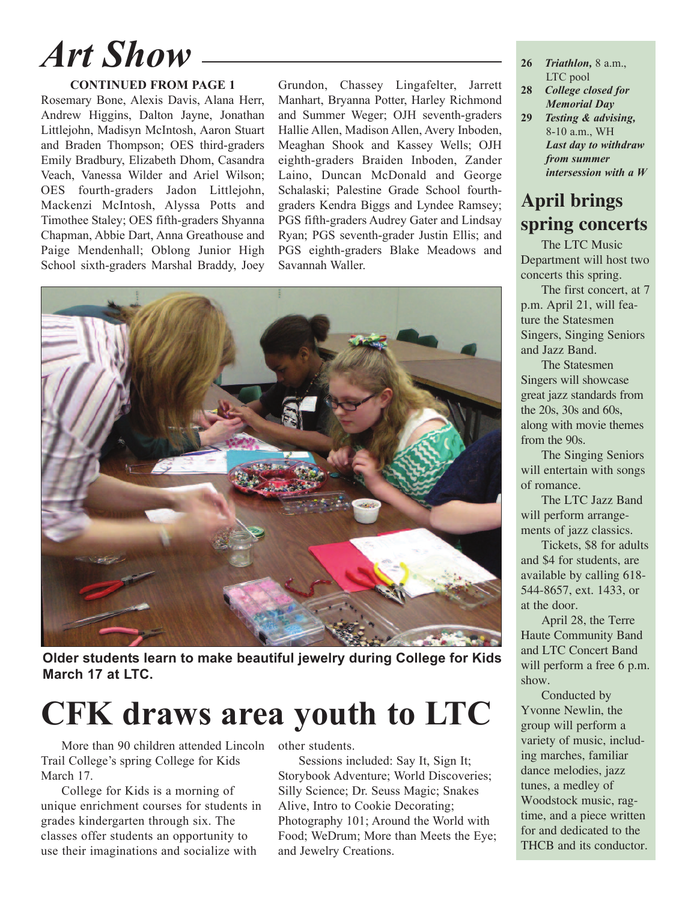# Art Show

**CONTINUED FROM PAGE 1**

Rosemary Bone, Alexis Davis, Alana Herr, Andrew Higgins, Dalton Jayne, Jonathan Littlejohn, Madisyn McIntosh, Aaron Stuart and Braden Thompson; OES third-graders Emily Bradbury, Elizabeth Dhom, Casandra Veach, Vanessa Wilder and Ariel Wilson; OES fourth-graders Jadon Littlejohn, Mackenzi McIntosh, Alyssa Potts and Timothee Staley; OES fifth-graders Shyanna Chapman, Abbie Dart, Anna Greathouse and Paige Mendenhall; Oblong Junior High School sixth-graders Marshal Braddy, Joey Grundon, Chassey Lingafelter, Jarrett Manhart, Bryanna Potter, Harley Richmond and Summer Weger; OJH seventh-graders Hallie Allen, Madison Allen, Avery Inboden, Meaghan Shook and Kassey Wells; OJH eighth-graders Braiden Inboden, Zander Laino, Duncan McDonald and George Schalaski; Palestine Grade School fourth-graders Kendra Biggs and Lyndee Ramsey; PGS fifth-graders Audrey Gater and Lindsay Ryan; PGS seventh-grader Justin Ellis; and PGS eighth-graders Blake Meadows and Savannah Waller.

**Older students learn to make beautiful jewelry during College for Kids March 17 at LTC.**

# CFK draws area youth to LTC

More than 90 children attended Lincoln Trail College's spring College for Kids March 17.

College for Kids is a morning of unique enrichment courses for students in grades kindergarten through six. The classes offer students an opportunity to use their imaginations and socialize with other students.

Sessions included: Say It, Sign It; Storybook Adventure; World Discoveries; Silly Science; Dr. Seuss Magic; Snakes Alive, Intro to Cookie Decorating; Photography 101; Around the World with Food; WeDrum; More than Meets the Eye; and Jewelry Creations.

**26** ***Triathlon,*** 8 a.m., LTC pool

**28** ***College closed for Memorial Day***

**29** ***Testing & advising,*** 8-10 a.m., WH
***Last day to withdraw from summer intersession with a W***

## April brings spring concerts

The LTC Music Department will host two concerts this spring.

The first concert, at 7 p.m. April 21, will feature the Statesmen Singers, Singing Seniors and Jazz Band.

The Statesmen Singers will showcase great jazz standards from the 20s, 30s and 60s, along with movie themes from the 90s.

The Singing Seniors will entertain with songs of romance.

The LTC Jazz Band will perform arrangements of jazz classics.

Tickets, $8 for adults and $4 for students, are available by calling 618-544-8657, ext. 1433, or at the door.

April 28, the Terre Haute Community Band and LTC Concert Band will perform a free 6 p.m. show.

Conducted by Yvonne Newlin, the group will perform a variety of music, including marches, familiar dance melodies, jazz tunes, a medley of Woodstock music, ragtime, and a piece written for and dedicated to the THCB and its conductor.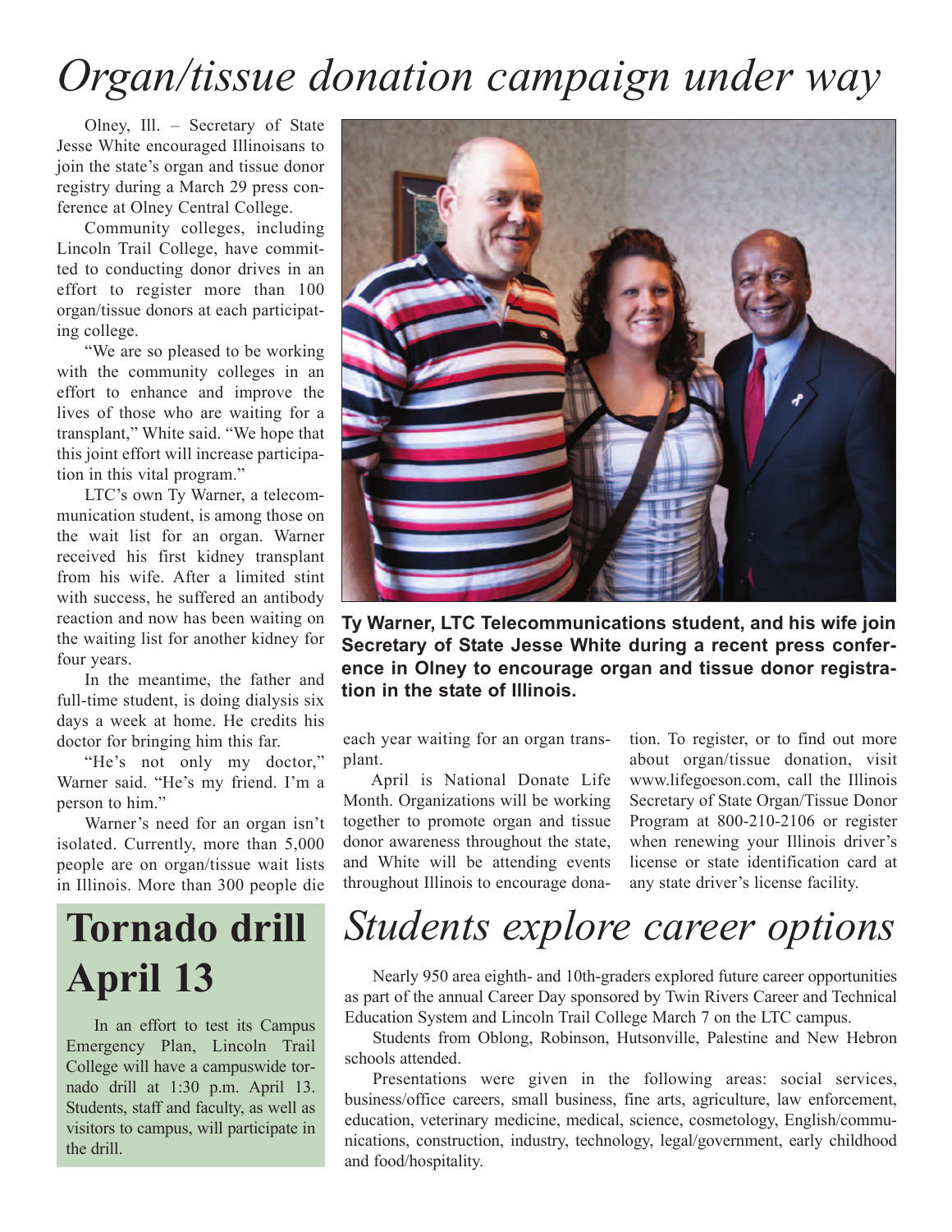# *Organ/tissue donation campaign under way*

Olney, Ill. – Secretary of State Jesse White encouraged Illinoisans to join the state's organ and tissue donor registry during a March 29 press conference at Olney Central College.

Community colleges, including Lincoln Trail College, have committed to conducting donor drives in an effort to register more than 100 organ/tissue donors at each participating college.

"We are so pleased to be working with the community colleges in an effort to enhance and improve the lives of those who are waiting for a transplant," White said. "We hope that this joint effort will increase participation in this vital program."

LTC's own Ty Warner, a telecommunication student, is among those on the wait list for an organ. Warner received his first kidney transplant from his wife. After a limited stint with success, he suffered an antibody reaction and now has been waiting on the waiting list for another kidney for four years.

In the meantime, the father and full-time student, is doing dialysis six days a week at home. He credits his doctor for bringing him this far.

"He's not only my doctor," Warner said. "He's my friend. I'm a person to him."

Warner's need for an organ isn't isolated. Currently, more than 5,000 people are on organ/tissue wait lists in Illinois. More than 300 people die each year waiting for an organ transplant.

April is National Donate Life Month. Organizations will be working together to promote organ and tissue donor awareness throughout the state, and White will be attending events throughout Illinois to encourage donation. To register, or to find out more about organ/tissue donation, visit www.lifegoeson.com, call the Illinois Secretary of State Organ/Tissue Donor Program at 800-210-2106 or register when renewing your Illinois driver's license or state identification card at any state driver's license facility.

**Ty Warner, LTC Telecommunications student, and his wife join Secretary of State Jesse White during a recent press conference in Olney to encourage organ and tissue donor registration in the state of Illinois.**

# **Tornado drill April 13**

In an effort to test its Campus Emergency Plan, Lincoln Trail College will have a campuswide tornado drill at 1:30 p.m. April 13. Students, staff and faculty, as well as visitors to campus, will participate in the drill.

# *Students explore career options*

Nearly 950 area eighth- and 10th-graders explored future career opportunities as part of the annual Career Day sponsored by Twin Rivers Career and Technical Education System and Lincoln Trail College March 7 on the LTC campus.

Students from Oblong, Robinson, Hutsonville, Palestine and New Hebron schools attended.

Presentations were given in the following areas: social services, business/office careers, small business, fine arts, agriculture, law enforcement, education, veterinary medicine, medical, science, cosmetology, English/communications, construction, industry, technology, legal/government, early childhood and food/hospitality.